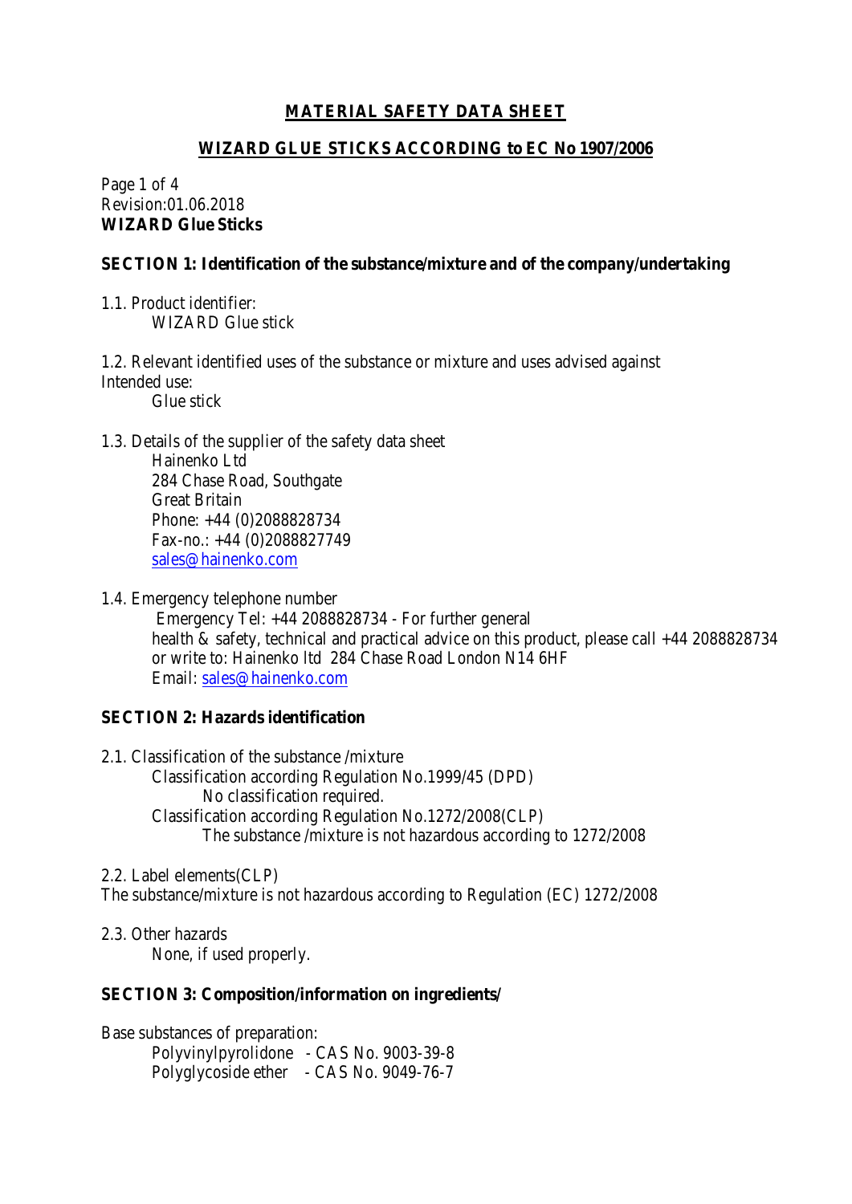# MATERIAL SAFETY DATA SHEET

## WIZARD GLUE STICKS ACCORDING to EC No 1907/2006

Revision:01.06.2018
**WIZARD Glue Sticks**

### SECTION 1: Identification of the substance/mixture and of the company/undertaking

1.1. Product identifier:
WIZARD Glue stick

1.2. Relevant identified uses of the substance or mixture and uses advised against
Intended use:
Glue stick

1.3. Details of the supplier of the safety data sheet
Hainenko Ltd
284 Chase Road, Southgate
Great Britain
Phone: +44 (0)2088828734
Fax-no.: +44 (0)2088827749
sales@hainenko.com

1.4. Emergency telephone number
Emergency Tel: +44 2088828734 - For further general health & safety, technical and practical advice on this product, please call +44 2088828734 or write to: Hainenko ltd 284 Chase Road London N14 6HF
Email: sales@hainenko.com

### SECTION 2: Hazards identification

2.1. Classification of the substance /mixture
Classification according Regulation No.1999/45 (DPD)
No classification required.
Classification according Regulation No.1272/2008(CLP)
The substance /mixture is not hazardous according to 1272/2008

2.2. Label elements(CLP)
The substance/mixture is not hazardous according to Regulation (EC) 1272/2008

2.3. Other hazards
None, if used properly.

### SECTION 3: Composition/information on ingredients/

Base substances of preparation:
Polyvinylpyrolidone - CAS No. 9003-39-8
Polyglycoside ether - CAS No. 9049-76-7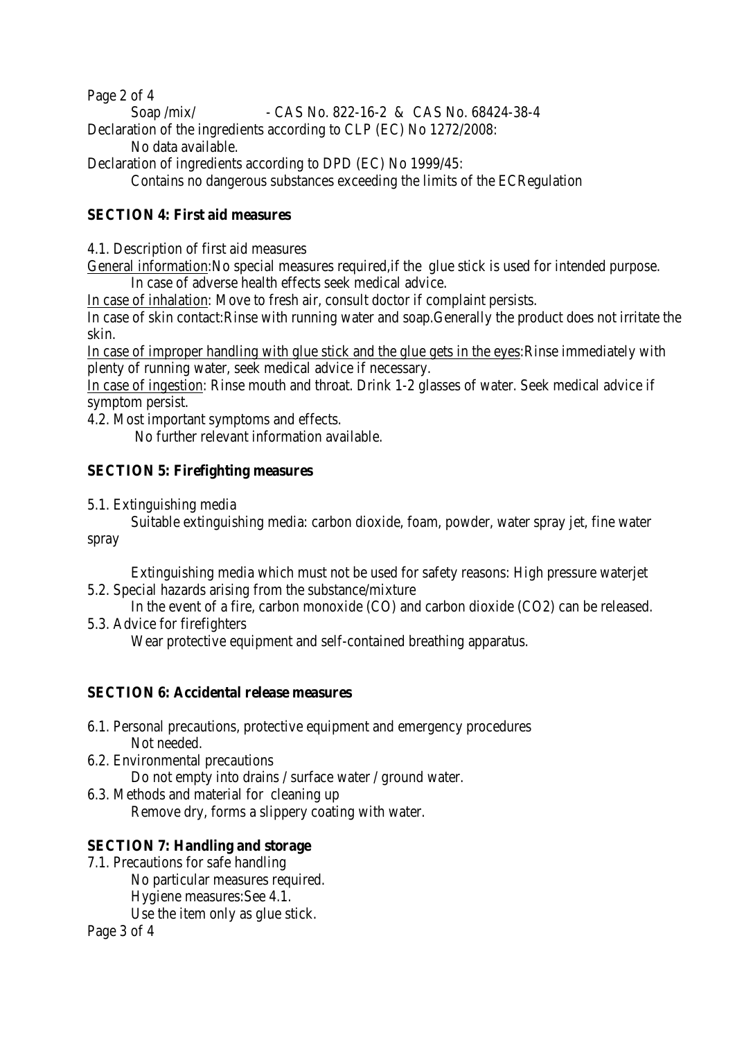Soap /mix/ - CAS No. 822-16-2 & CAS No. 68424-38-4

Declaration of the ingredients according to CLP (EC) No 1272/2008:

No data available.

Declaration of ingredients according to DPD (EC) No 1999/45:

Contains no dangerous substances exceeding the limits of the ECRegulation

## SECTION 4: First aid measures

4.1. Description of first aid measures

General information:No special measures required,if the glue stick is used for intended purpose. In case of adverse health effects seek medical advice.

In case of inhalation: Move to fresh air, consult doctor if complaint persists.

In case of skin contact:Rinse with running water and soap.Generally the product does not irritate the skin.

In case of improper handling with glue stick and the glue gets in the eyes:Rinse immediately with plenty of running water, seek medical advice if necessary.

In case of ingestion: Rinse mouth and throat. Drink 1-2 glasses of water. Seek medical advice if symptom persist.

4.2. Most important symptoms and effects.

No further relevant information available.

## SECTION 5: Firefighting measures

5.1. Extinguishing media

Suitable extinguishing media: carbon dioxide, foam, powder, water spray jet, fine water spray

Extinguishing media which must not be used for safety reasons: High pressure waterjet

5.2. Special hazards arising from the substance/mixture

In the event of a fire, carbon monoxide (CO) and carbon dioxide ($CO_2$) can be released.

5.3. Advice for firefighters

Wear protective equipment and self-contained breathing apparatus.

## SECTION 6: Accidental release measures

6.1. Personal precautions, protective equipment and emergency procedures

Not needed.

6.2. Environmental precautions

Do not empty into drains / surface water / ground water.

6.3. Methods and material for cleaning up

Remove dry, forms a slippery coating with water.

## SECTION 7: Handling and storage

7.1. Precautions for safe handling

No particular measures required.

Hygiene measures:See 4.1.

Use the item only as glue stick.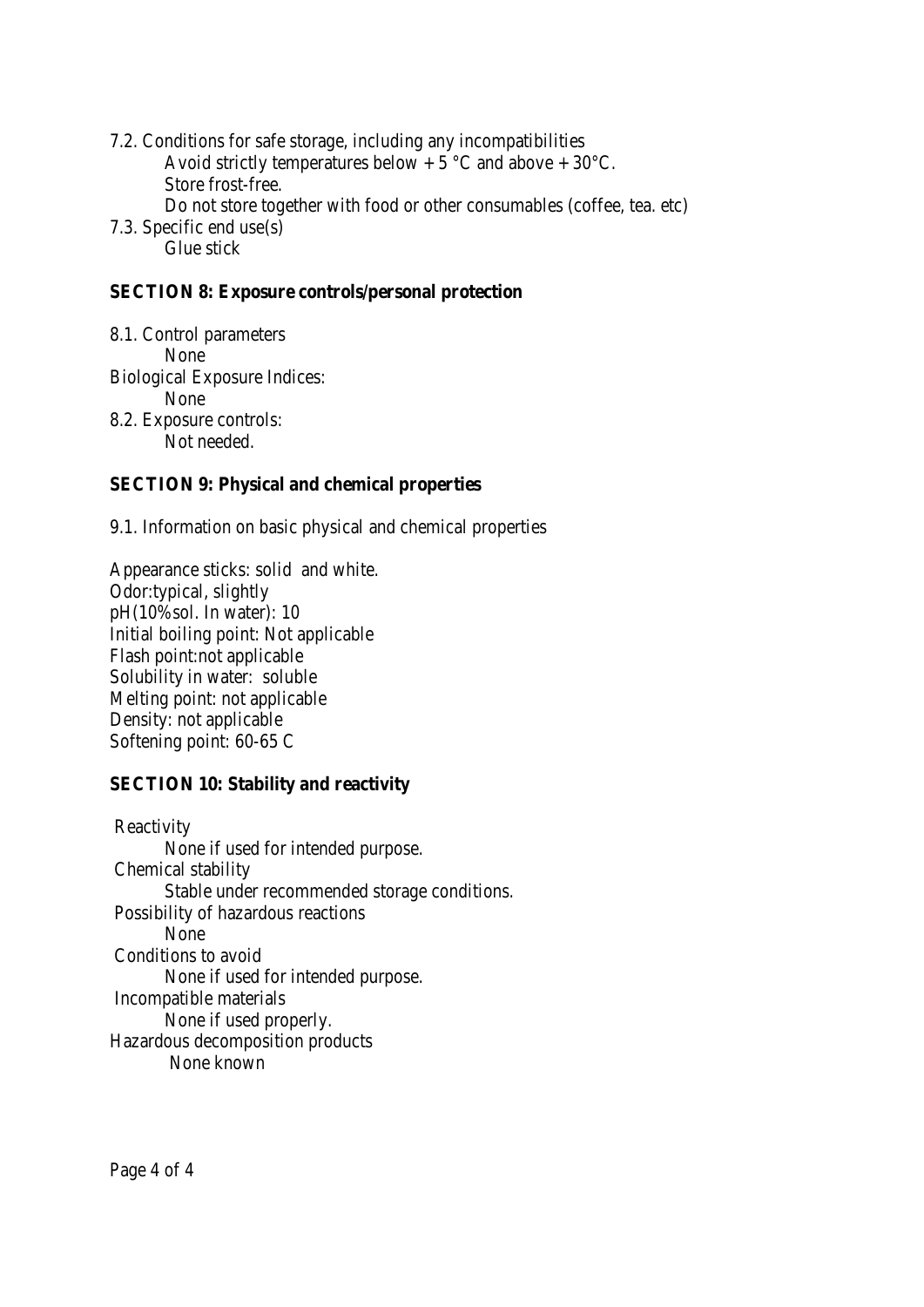7.2. Conditions for safe storage, including any incompatibilities

Avoid strictly temperatures below + 5 °C and above + 30°C.

Store frost-free.

Do not store together with food or other consumables (coffee, tea. etc)

7.3. Specific end use(s)

Glue stick

## SECTION 8: Exposure controls/personal protection

8.1. Control parameters

None

Biological Exposure Indices:

None

8.2. Exposure controls:

Not needed.

## SECTION 9: Physical and chemical properties

9.1. Information on basic physical and chemical properties

Appearance sticks: solid and white.
Odor:typical, slightly
pH(10%sol. In water): 10
Initial boiling point: Not applicable
Flash point:not applicable
Solubility in water: soluble
Melting point: not applicable
Density: not applicable
Softening point: 60-65 C

## SECTION 10: Stability and reactivity

Reactivity

None if used for intended purpose.

Chemical stability

Stable under recommended storage conditions.

Possibility of hazardous reactions

None

Conditions to avoid

None if used for intended purpose.

Incompatible materials

None if used properly.

Hazardous decomposition products

None known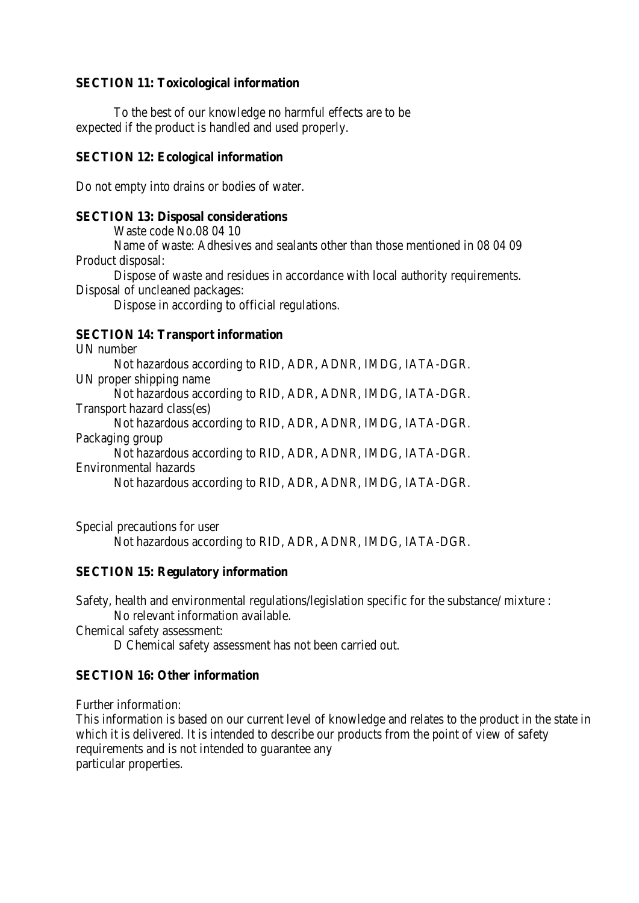## SECTION 11: Toxicological information

To the best of our knowledge no harmful effects are to be expected if the product is handled and used properly.

## SECTION 12: Ecological information

Do not empty into drains or bodies of water.

## SECTION 13: Disposal considerations

Waste code No.08 04 10

Name of waste: Adhesives and sealants other than those mentioned in 08 04 09

Product disposal:

Dispose of waste and residues in accordance with local authority requirements.

Disposal of uncleaned packages:

Dispose in according to official regulations.

## SECTION 14: Transport information

UN number

Not hazardous according to RID, ADR, ADNR, IMDG, IATA-DGR.

UN proper shipping name

Not hazardous according to RID, ADR, ADNR, IMDG, IATA-DGR.

Transport hazard class(es)

Not hazardous according to RID, ADR, ADNR, IMDG, IATA-DGR.

Packaging group

Not hazardous according to RID, ADR, ADNR, IMDG, IATA-DGR.

Environmental hazards

Not hazardous according to RID, ADR, ADNR, IMDG, IATA-DGR.

Special precautions for user

Not hazardous according to RID, ADR, ADNR, IMDG, IATA-DGR.

## SECTION 15: Regulatory information

Safety, health and environmental regulations/legislation specific for the substance/ mixture :

No relevant information available.

Chemical safety assessment:

D Chemical safety assessment has not been carried out.

## SECTION 16: Other information

Further information:

This information is based on our current level of knowledge and relates to the product in the state in which it is delivered. It is intended to describe our products from the point of view of safety requirements and is not intended to guarantee any particular properties.